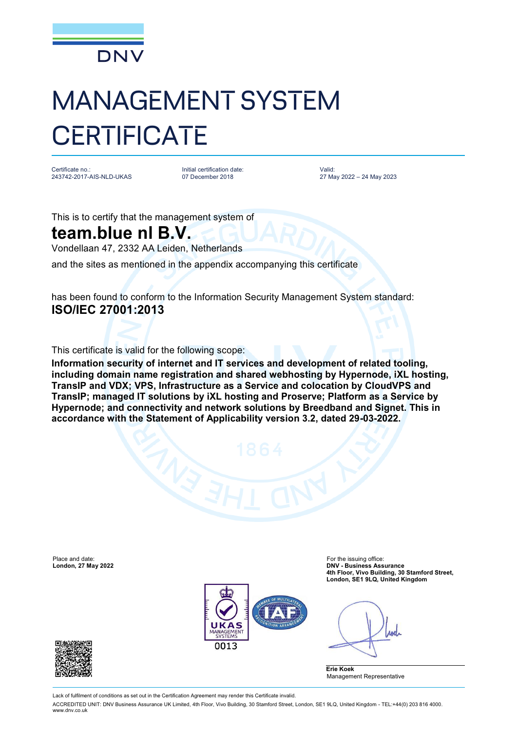DNV

# MANAGEMENT SYSTEM CERTIFICATE

| Certificate no.: | Initial certification date: | Valid: |
|---|---|---|
| 243742-2017-AIS-NLD-UKAS | 07 December 2018 | 27 May 2022 – 24 May 2023 |

This is to certify that the management system of

## team.blue nl B.V.

Vondellaan 47, 2332 AA Leiden, Netherlands

and the sites as mentioned in the appendix accompanying this certificate

has been found to conform to the Information Security Management System standard:

**ISO/IEC 27001:2013**

This certificate is valid for the following scope:

**Information security of internet and IT services and development of related tooling, including domain name registration and shared webhosting by Hypernode, iXL hosting, TransIP and VDX; VPS, Infrastructure as a Service and colocation by CloudVPS and TransIP; managed IT solutions by iXL hosting and Proserve; Platform as a Service by Hypernode; and connectivity and network solutions by Breedband and Signet. This in accordance with the Statement of Applicability version 3.2, dated 29-03-2022.**

Place and date:
**London, 27 May 2022**

For the issuing office:
**DNV - Business Assurance**
**4th Floor, Vivo Building, 30 Stamford Street, London, SE1 9LQ, United Kingdom**

UKAS MANAGEMENT SYSTEMS 0013

**Erie Koek**
Management Representative

Lack of fulfilment of conditions as set out in the Certification Agreement may render this Certificate invalid.

ACCREDITED UNIT: DNV Business Assurance UK Limited, 4th Floor, Vivo Building, 30 Stamford Street, London, SE1 9LQ, United Kingdom - TEL:+44(0) 203 816 4000. www.dnv.co.uk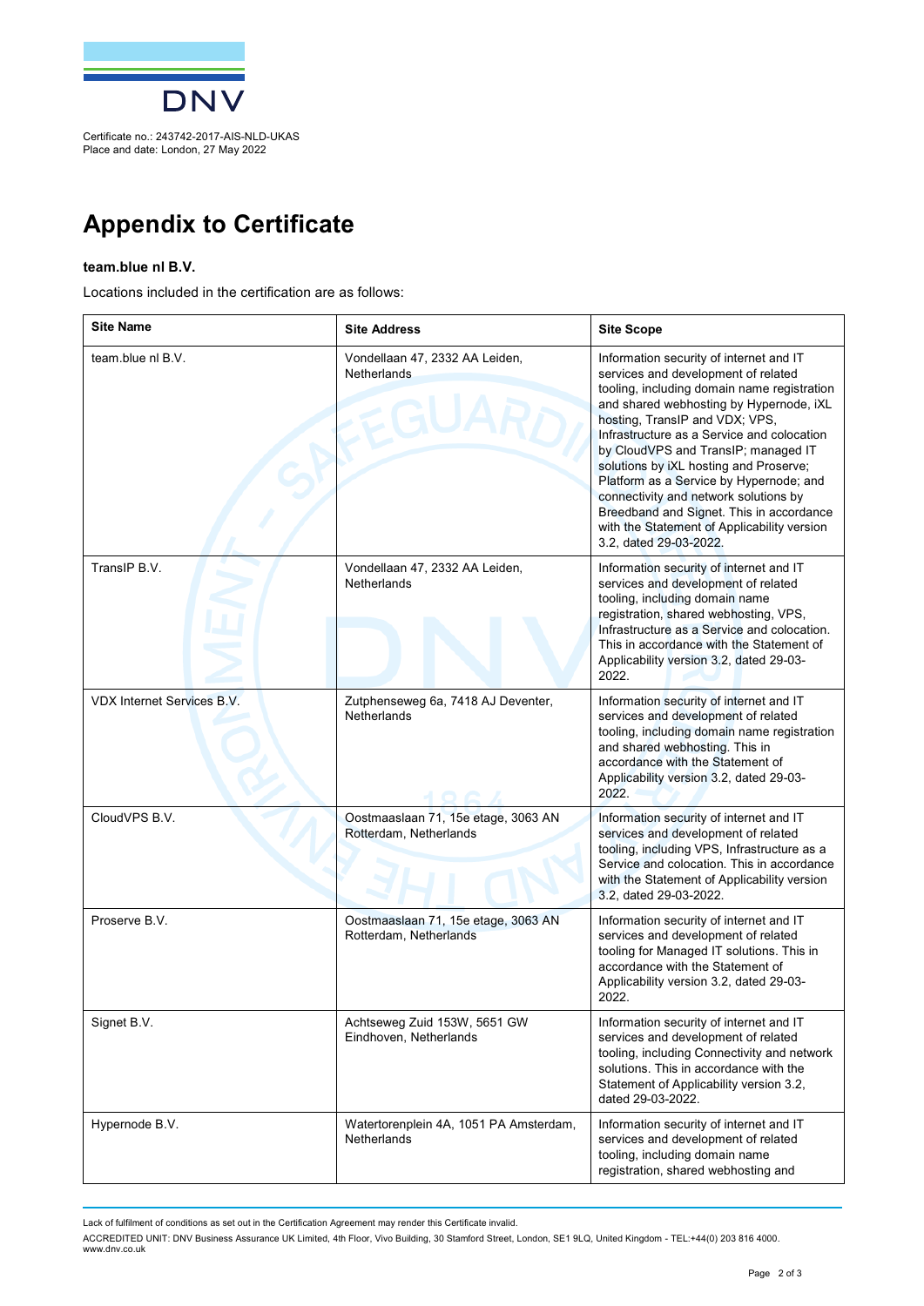Certificate no.: 243742-2017-AIS-NLD-UKAS
Place and date: London, 27 May 2022

# Appendix to Certificate

**team.blue nl B.V.**

Locations included in the certification are as follows:

| Site Name | Site Address | Site Scope |
|---|---|---|
| team.blue nl B.V. | Vondellaan 47, 2332 AA Leiden, Netherlands | Information security of internet and IT services and development of related tooling, including domain name registration and shared webhosting by Hypernode, iXL hosting, TransIP and VDX; VPS, Infrastructure as a Service and colocation by CloudVPS and TransIP; managed IT solutions by iXL hosting and Proserve; Platform as a Service by Hypernode; and connectivity and network solutions by Breedband and Signet. This in accordance with the Statement of Applicability version 3.2, dated 29-03-2022. |
| TransIP B.V. | Vondellaan 47, 2332 AA Leiden, Netherlands | Information security of internet and IT services and development of related tooling, including domain name registration, shared webhosting, VPS, Infrastructure as a Service and colocation. This in accordance with the Statement of Applicability version 3.2, dated 29-03-2022. |
| VDX Internet Services B.V. | Zutphenseweg 6a, 7418 AJ Deventer, Netherlands | Information security of internet and IT services and development of related tooling, including domain name registration and shared webhosting. This in accordance with the Statement of Applicability version 3.2, dated 29-03-2022. |
| CloudVPS B.V. | Oostmaaslaan 71, 15e etage, 3063 AN Rotterdam, Netherlands | Information security of internet and IT services and development of related tooling, including VPS, Infrastructure as a Service and colocation. This in accordance with the Statement of Applicability version 3.2, dated 29-03-2022. |
| Proserve B.V. | Oostmaaslaan 71, 15e etage, 3063 AN Rotterdam, Netherlands | Information security of internet and IT services and development of related tooling for Managed IT solutions. This in accordance with the Statement of Applicability version 3.2, dated 29-03-2022. |
| Signet B.V. | Achtseweg Zuid 153W, 5651 GW Eindhoven, Netherlands | Information security of internet and IT services and development of related tooling, including Connectivity and network solutions. This in accordance with the Statement of Applicability version 3.2, dated 29-03-2022. |
| Hypernode B.V. | Watertorenplein 4A, 1051 PA Amsterdam, Netherlands | Information security of internet and IT services and development of related tooling, including domain name registration, shared webhosting and |

Lack of fulfilment of conditions as set out in the Certification Agreement may render this Certificate invalid.

ACCREDITED UNIT: DNV Business Assurance UK Limited, 4th Floor, Vivo Building, 30 Stamford Street, London, SE1 9LQ, United Kingdom - TEL:+44(0) 203 816 4000. www.dnv.co.uk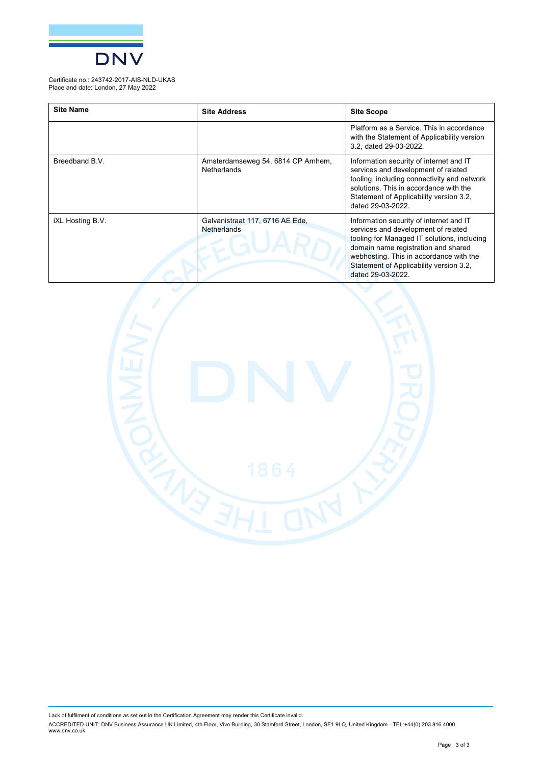Certificate no.: 243742-2017-AIS-NLD-UKAS
Place and date: London, 27 May 2022

| Site Name | Site Address | Site Scope |
|---|---|---|
| | | Platform as a Service. This in accordance with the Statement of Applicability version 3.2, dated 29-03-2022. |
| Breedband B.V. | Amsterdamseweg 54, 6814 CP Arnhem, Netherlands | Information security of internet and IT services and development of related tooling, including connectivity and network solutions. This in accordance with the Statement of Applicability version 3.2, dated 29-03-2022. |
| iXL Hosting B.V. | Galvanistraat 117, 6716 AE Ede, Netherlands | Information security of internet and IT services and development of related tooling for Managed IT solutions, including domain name registration and shared webhosting. This in accordance with the Statement of Applicability version 3.2, dated 29-03-2022. |

Lack of fulfilment of conditions as set out in the Certification Agreement may render this Certificate invalid.

ACCREDITED UNIT: DNV Business Assurance UK Limited, 4th Floor, Vivo Building, 30 Stamford Street, London, SE1 9LQ, United Kingdom - TEL:+44(0) 203 816 4000. www.dnv.co.uk